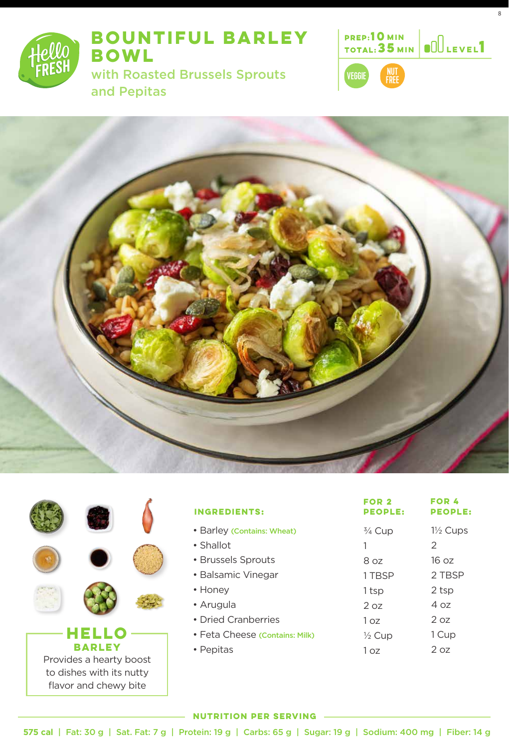# BOUNTIFUL BARLEY BOWL

## with Roasted Brussels Sprouts and Pepitas

PREP: 10 MIN
TOTAL: 35 MIN
LEVEL 1

VEGGIE | NUT FREE

| INGREDIENTS: | FOR 2 PEOPLE: | FOR 4 PEOPLE: |
|---|---|---|
| • Barley (Contains: Wheat) | ¾ Cup | 1½ Cups |
| • Shallot | 1 | 2 |
| • Brussels Sprouts | 8 oz | 16 oz |
| • Balsamic Vinegar | 1 TBSP | 2 TBSP |
| • Honey | 1 tsp | 2 tsp |
| • Arugula | 2 oz | 4 oz |
| • Dried Cranberries | 1 oz | 2 oz |
| • Feta Cheese (Contains: Milk) | ½ Cup | 1 Cup |
| • Pepitas | 1 oz | 2 oz |

### HELLO BARLEY

Provides a hearty boost to dishes with its nutty flavor and chewy bite

### NUTRITION PER SERVING

575 cal | Fat: 30 g | Sat. Fat: 7 g | Protein: 19 g | Carbs: 65 g | Sugar: 19 g | Sodium: 400 mg | Fiber: 14 g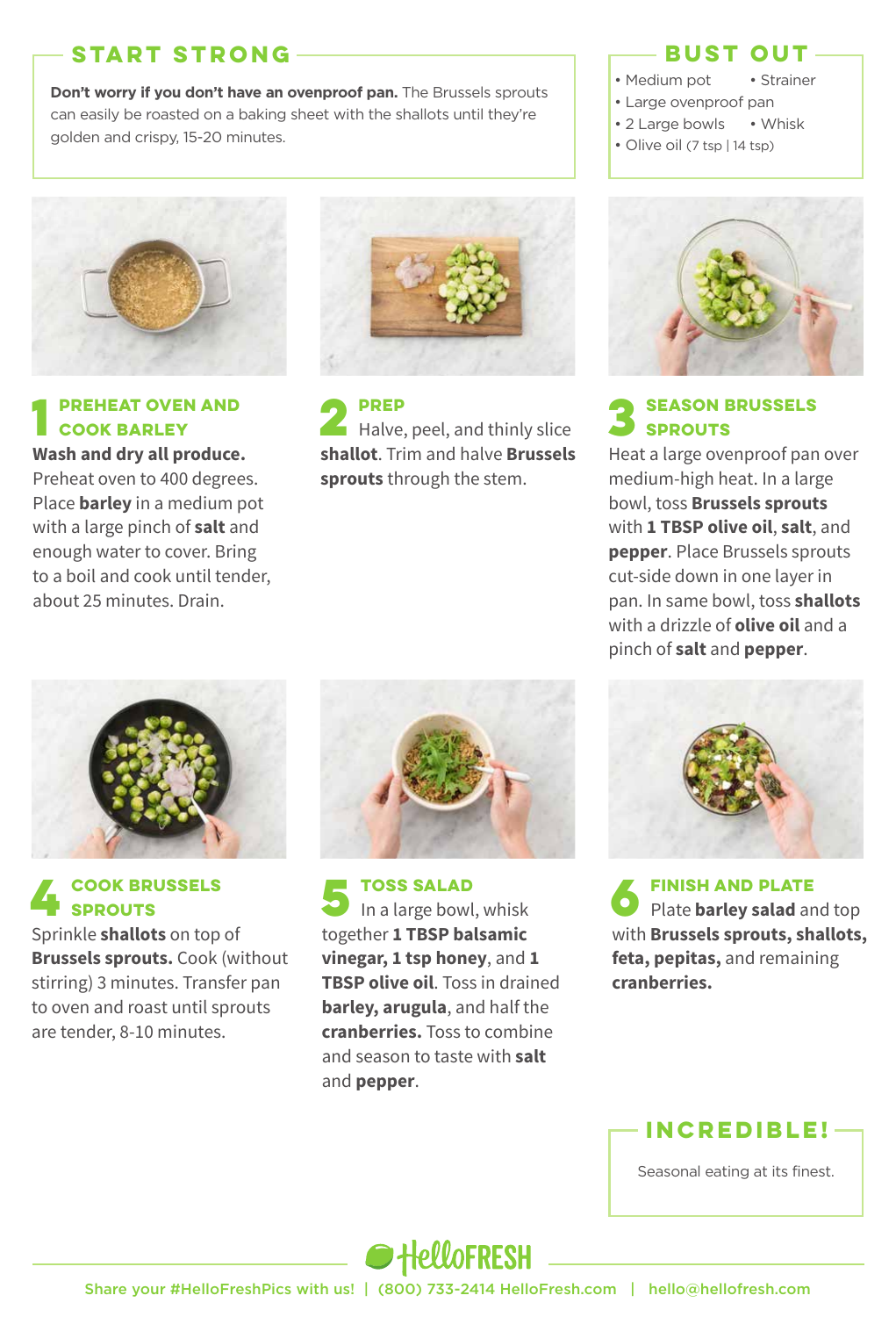## START STRONG

**Don't worry if you don't have an ovenproof pan.** The Brussels sprouts can easily be roasted on a baking sheet with the shallots until they're golden and crispy, 15-20 minutes.

## BUST OUT

- Medium pot
- Strainer
- Large ovenproof pan
- 2 Large bowls
- Whisk
- Olive oil (7 tsp | 14 tsp)

### 1 PREHEAT OVEN AND COOK BARLEY

**Wash and dry all produce.** Preheat oven to 400 degrees. Place **barley** in a medium pot with a large pinch of **salt** and enough water to cover. Bring to a boil and cook until tender, about 25 minutes. Drain.

### 2 PREP

Halve, peel, and thinly slice **shallot**. Trim and halve **Brussels sprouts** through the stem.

### 3 SEASON BRUSSELS SPROUTS

Heat a large ovenproof pan over medium-high heat. In a large bowl, toss **Brussels sprouts** with **1 TBSP olive oil**, **salt**, and **pepper**. Place Brussels sprouts cut-side down in one layer in pan. In same bowl, toss **shallots** with a drizzle of **olive oil** and a pinch of **salt** and **pepper**.

### 4 COOK BRUSSELS SPROUTS

Sprinkle **shallots** on top of **Brussels sprouts.** Cook (without stirring) 3 minutes. Transfer pan to oven and roast until sprouts are tender, 8-10 minutes.

### 5 TOSS SALAD

In a large bowl, whisk together **1 TBSP balsamic vinegar, 1 tsp honey**, and **1 TBSP olive oil**. Toss in drained **barley, arugula**, and half the **cranberries.** Toss to combine and season to taste with **salt** and **pepper**.

### 6 FINISH AND PLATE

Plate **barley salad** and top with **Brussels sprouts, shallots, feta, pepitas,** and remaining **cranberries.**

## INCREDIBLE!

Seasonal eating at its finest.

HelloFRESH

Share your #HelloFreshPics with us! | (800) 733-2414 HelloFresh.com | hello@hellofresh.com